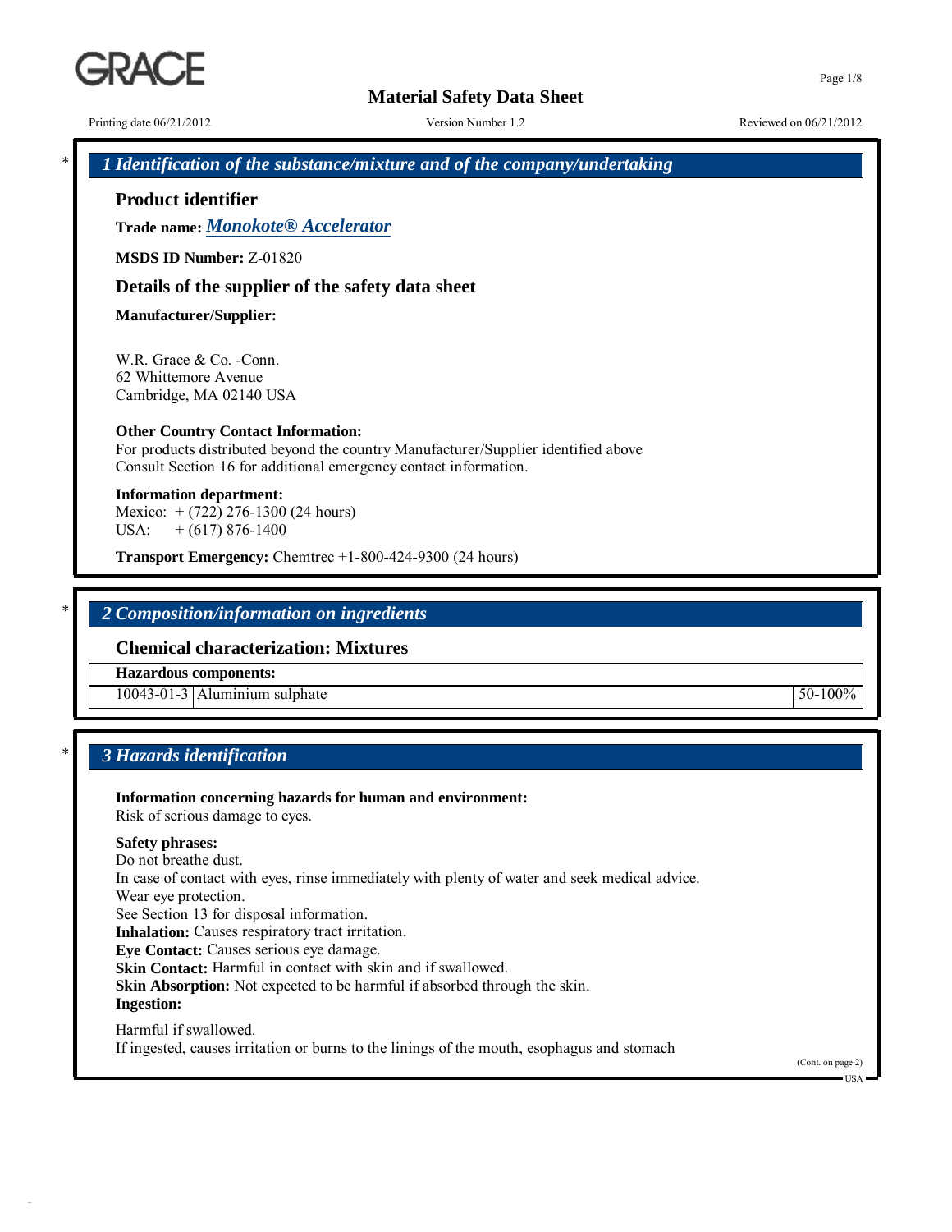# Material Safety Data Sheet

Printing date 06/21/2012 Version Number 1.2 Reviewed on 06/21/2012

## * 1 Identification of the substance/mixture and of the company/undertaking

### Product identifier

**Trade name:** ***Monokote® Accelerator***

**MSDS ID Number:** Z-01820

### Details of the supplier of the safety data sheet

**Manufacturer/Supplier:**

W.R. Grace & Co. -Conn.
62 Whittemore Avenue
Cambridge, MA 02140 USA

**Other Country Contact Information:**
For products distributed beyond the country Manufacturer/Supplier identified above
Consult Section 16 for additional emergency contact information.

**Information department:**
Mexico: + (722) 276-1300 (24 hours)
USA: + (617) 876-1400

**Transport Emergency:** Chemtrec +1-800-424-9300 (24 hours)

## * 2 Composition/information on ingredients

### Chemical characterization: Mixtures

| Hazardous components: | | |
|---|---|---|
| 10043-01-3 | Aluminium sulphate | 50-100% |

## * 3 Hazards identification

**Information concerning hazards for human and environment:**
Risk of serious damage to eyes.

**Safety phrases:**
Do not breathe dust.
In case of contact with eyes, rinse immediately with plenty of water and seek medical advice.
Wear eye protection.
See Section 13 for disposal information.
**Inhalation:** Causes respiratory tract irritation.
**Eye Contact:** Causes serious eye damage.
**Skin Contact:** Harmful in contact with skin and if swallowed.
**Skin Absorption:** Not expected to be harmful if absorbed through the skin.
**Ingestion:**

Harmful if swallowed.
If ingested, causes irritation or burns to the linings of the mouth, esophagus and stomach

(Cont. on page 2)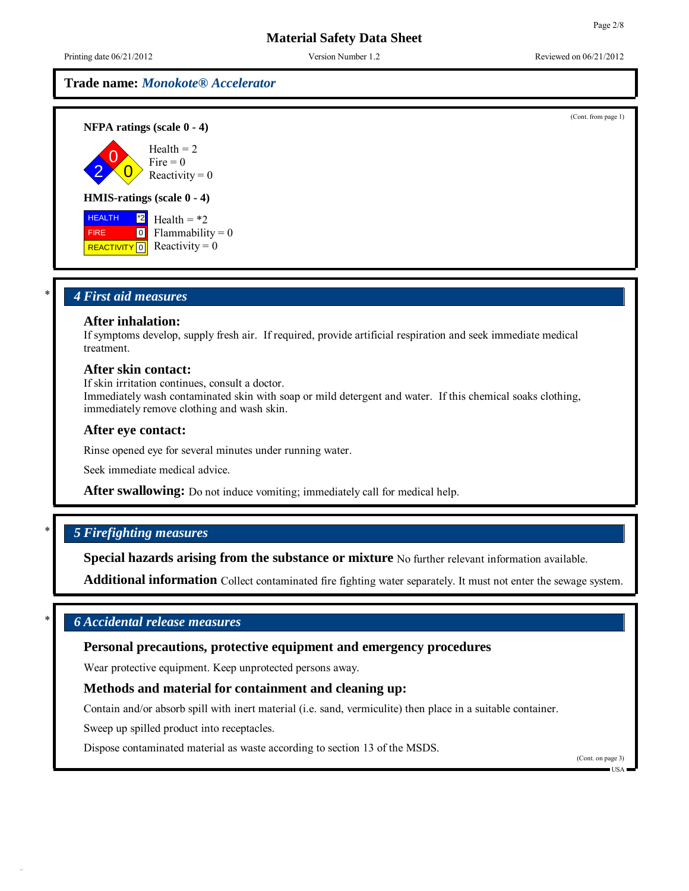# Material Safety Data Sheet

Printing date 06/21/2012 Version Number 1.2 Reviewed on 06/21/2012

**Trade name:** ***Monokote® Accelerator***

(Cont. from page 1)

**NFPA ratings (scale 0 - 4)**

Health = 2
Fire = 0
Reactivity = 0

**HMIS-ratings (scale 0 - 4)**

| | | |
|---|---|---|
| HEALTH | *2 | Health = *2 |
| FIRE | 0 | Flammability = 0 |
| REACTIVITY | 0 | Reactivity = 0 |

\* 

## *4 First aid measures*

### After inhalation:
If symptoms develop, supply fresh air. If required, provide artificial respiration and seek immediate medical treatment.

### After skin contact:
If skin irritation continues, consult a doctor.
Immediately wash contaminated skin with soap or mild detergent and water. If this chemical soaks clothing, immediately remove clothing and wash skin.

### After eye contact:
Rinse opened eye for several minutes under running water.

Seek immediate medical advice.

**After swallowing:** Do not induce vomiting; immediately call for medical help.

\*

## *5 Firefighting measures*

**Special hazards arising from the substance or mixture** No further relevant information available.

**Additional information** Collect contaminated fire fighting water separately. It must not enter the sewage system.

\*

## *6 Accidental release measures*

### Personal precautions, protective equipment and emergency procedures

Wear protective equipment. Keep unprotected persons away.

### Methods and material for containment and cleaning up:

Contain and/or absorb spill with inert material (i.e. sand, vermiculite) then place in a suitable container.

Sweep up spilled product into receptacles.

Dispose contaminated material as waste according to section 13 of the MSDS.

(Cont. on page 3)

USA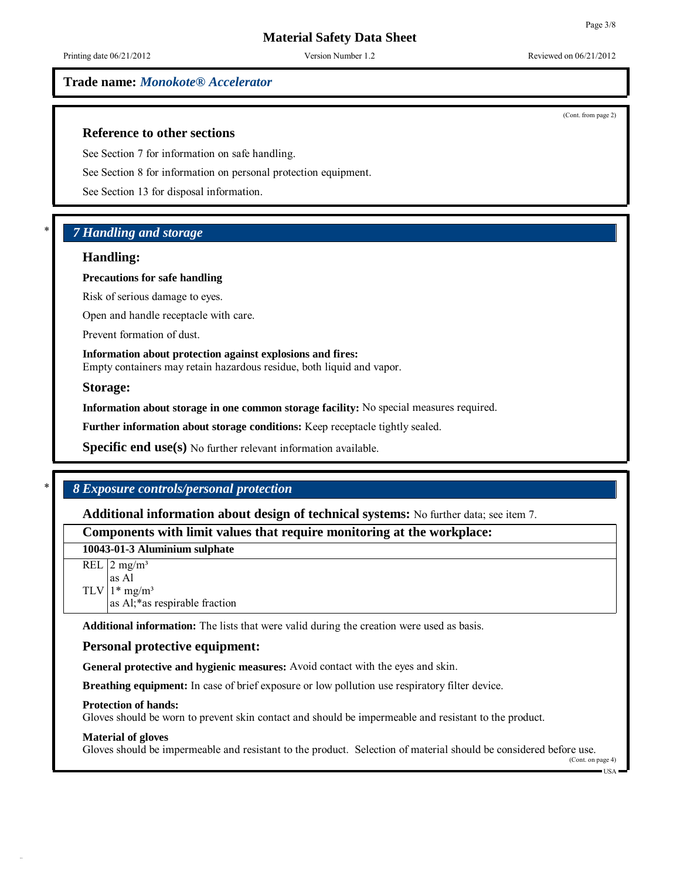**Trade name:** ***Monokote® Accelerator***

(Cont. from page 2)

### Reference to other sections

See Section 7 for information on safe handling.

See Section 8 for information on personal protection equipment.

See Section 13 for disposal information.

## *7 Handling and storage*

### Handling:

**Precautions for safe handling**

Risk of serious damage to eyes.

Open and handle receptacle with care.

Prevent formation of dust.

**Information about protection against explosions and fires:**
Empty containers may retain hazardous residue, both liquid and vapor.

### Storage:

**Information about storage in one common storage facility:** No special measures required.

**Further information about storage conditions:** Keep receptacle tightly sealed.

**Specific end use(s)** No further relevant information available.

## *8 Exposure controls/personal protection*

**Additional information about design of technical systems:** No further data; see item 7.

**Components with limit values that require monitoring at the workplace:**

| 10043-01-3 Aluminium sulphate | |
|---|---|
| REL | 2 mg/m³ as Al |
| TLV | 1* mg/m³ as Al;*as respirable fraction |

**Additional information:** The lists that were valid during the creation were used as basis.

### Personal protective equipment:

**General protective and hygienic measures:** Avoid contact with the eyes and skin.

**Breathing equipment:** In case of brief exposure or low pollution use respiratory filter device.

**Protection of hands:**
Gloves should be worn to prevent skin contact and should be impermeable and resistant to the product.

**Material of gloves**
Gloves should be impermeable and resistant to the product. Selection of material should be considered before use.

(Cont. on page 4)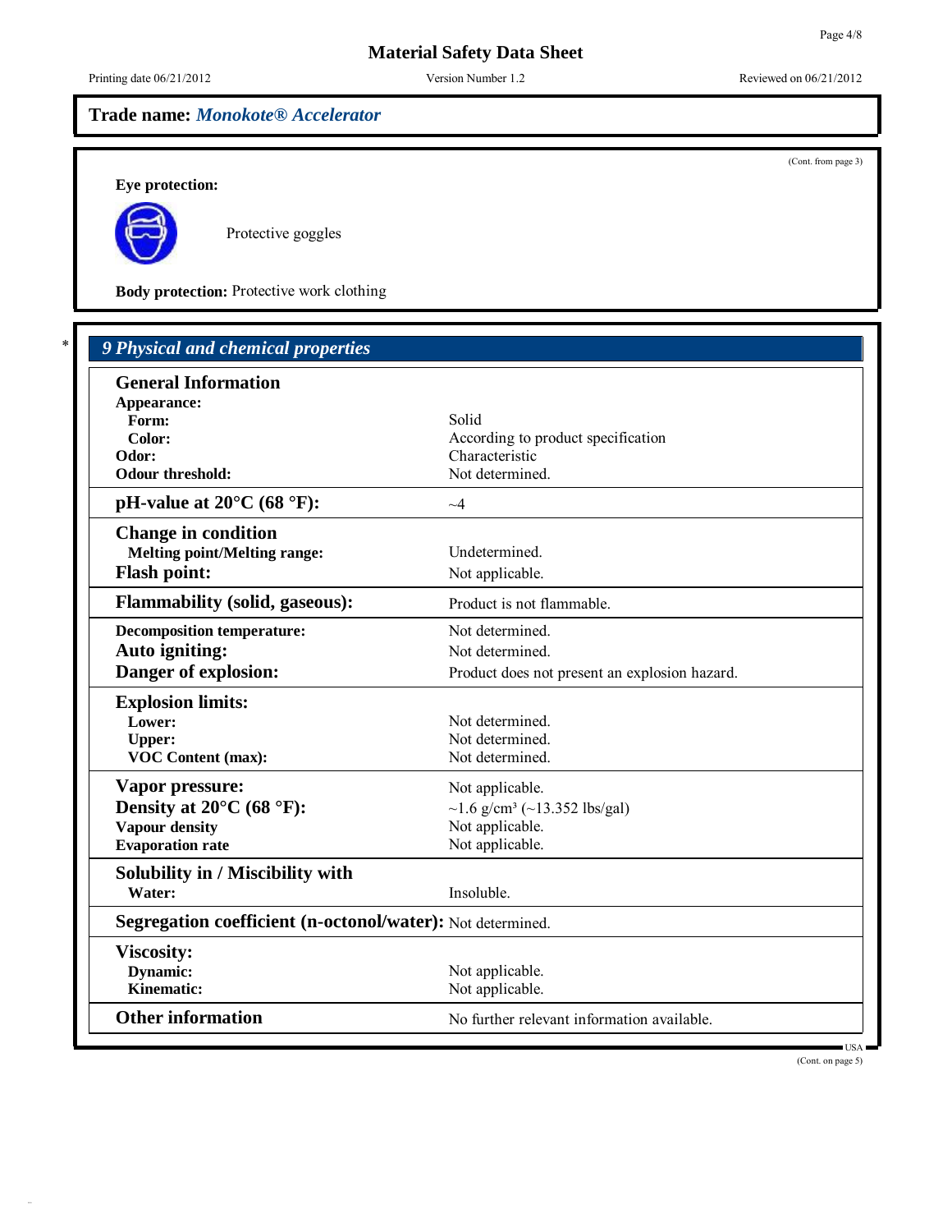# Material Safety Data Sheet

Printing date 06/21/2012 | Version Number 1.2 | Reviewed on 06/21/2012

**Trade name:** ***Monokote® Accelerator***

(Cont. from page 3)

**Eye protection:**

Protective goggles

**Body protection:** Protective work clothing

## 9 Physical and chemical properties

| | |
|---|---|
| **General Information** | |
| **Appearance:** | |
| **Form:** | Solid |
| **Color:** | According to product specification |
| **Odor:** | Characteristic |
| **Odour threshold:** | Not determined. |
| **pH-value at 20°C (68 °F):** | ~4 |
| **Change in condition** | |
| **Melting point/Melting range:** | Undetermined. |
| **Flash point:** | Not applicable. |
| **Flammability (solid, gaseous):** | Product is not flammable. |
| **Decomposition temperature:** | Not determined. |
| **Auto igniting:** | Not determined. |
| **Danger of explosion:** | Product does not present an explosion hazard. |
| **Explosion limits:** | |
| **Lower:** | Not determined. |
| **Upper:** | Not determined. |
| **VOC Content (max):** | Not determined. |
| **Vapor pressure:** | Not applicable. |
| **Density at 20°C (68 °F):** | ~1.6 g/cm³ (~13.352 lbs/gal) |
| **Vapour density** | Not applicable. |
| **Evaporation rate** | Not applicable. |
| **Solubility in / Miscibility with** | |
| **Water:** | Insoluble. |
| **Segregation coefficient (n-octonol/water):** | Not determined. |
| **Viscosity:** | |
| **Dynamic:** | Not applicable. |
| **Kinematic:** | Not applicable. |
| **Other information** | No further relevant information available. |

USA

(Cont. on page 5)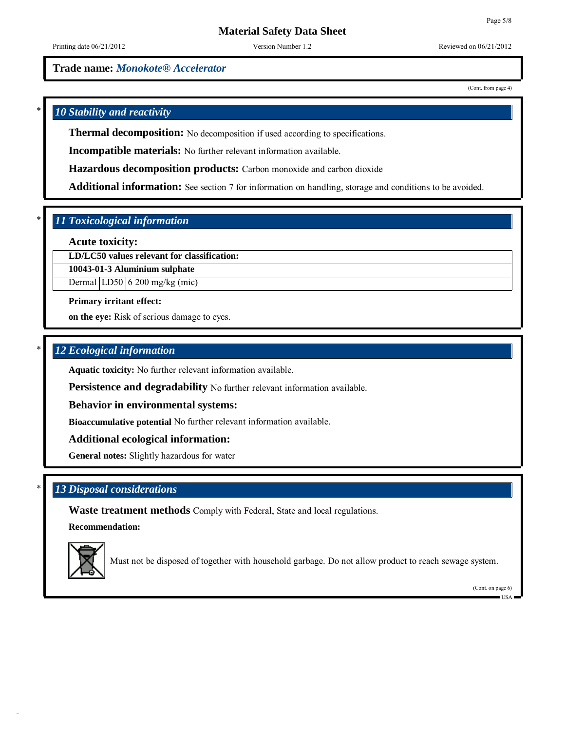Trade name: ***Monokote® Accelerator***

(Cont. from page 4)

## * 10 Stability and reactivity

**Thermal decomposition:** No decomposition if used according to specifications.

**Incompatible materials:** No further relevant information available.

**Hazardous decomposition products:** Carbon monoxide and carbon dioxide

**Additional information:** See section 7 for information on handling, storage and conditions to be avoided.

## * 11 Toxicological information

**Acute toxicity:**

| **LD/LC50 values relevant for classification:** | | |
|---|---|---|
| **10043-01-3 Aluminium sulphate** | | |
| Dermal | LD50 | 6 200 mg/kg (mic) |

**Primary irritant effect:**

**on the eye:** Risk of serious damage to eyes.

## * 12 Ecological information

**Aquatic toxicity:** No further relevant information available.

**Persistence and degradability** No further relevant information available.

**Behavior in environmental systems:**

**Bioaccumulative potential** No further relevant information available.

**Additional ecological information:**

**General notes:** Slightly hazardous for water

## * 13 Disposal considerations

**Waste treatment methods** Comply with Federal, State and local regulations.

**Recommendation:**

Must not be disposed of together with household garbage. Do not allow product to reach sewage system.

(Cont. on page 6)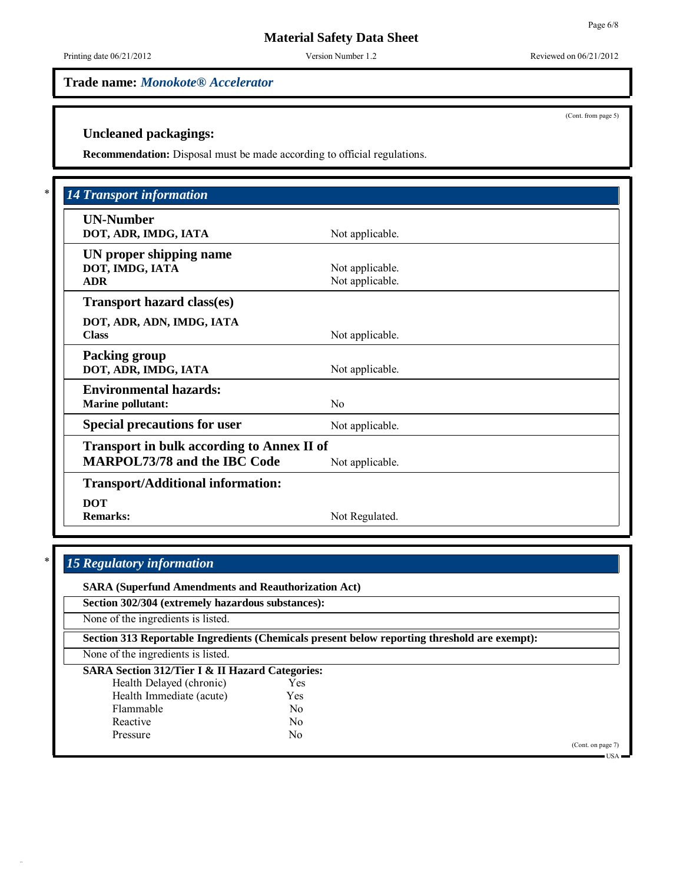**Trade name:** ***Monokote® Accelerator***

(Cont. from page 5)

### Uncleaned packagings:

**Recommendation:** Disposal must be made according to official regulations.

## * 14 Transport information

| | |
|---|---|
| **UN-Number** | |
| **DOT, ADR, IMDG, IATA** | Not applicable. |
| **UN proper shipping name** | |
| **DOT, IMDG, IATA** | Not applicable. |
| **ADR** | Not applicable. |
| **Transport hazard class(es)** | |
| **DOT, ADR, ADN, IMDG, IATA** | |
| **Class** | Not applicable. |
| **Packing group** | |
| **DOT, ADR, IMDG, IATA** | Not applicable. |
| **Environmental hazards:** | |
| **Marine pollutant:** | No |
| **Special precautions for user** | Not applicable. |
| **Transport in bulk according to Annex II of MARPOL73/78 and the IBC Code** | Not applicable. |
| **Transport/Additional information:** | |
| **DOT** | |
| **Remarks:** | Not Regulated. |

## * 15 Regulatory information

**SARA (Superfund Amendments and Reauthorization Act)**

**Section 302/304 (extremely hazardous substances):**

None of the ingredients is listed.

**Section 313 Reportable Ingredients (Chemicals present below reporting threshold are exempt):**

None of the ingredients is listed.

**SARA Section 312/Tier I & II Hazard Categories:**

| | |
|---|---|
| Health Delayed (chronic) | Yes |
| Health Immediate (acute) | Yes |
| Flammable | No |
| Reactive | No |
| Pressure | No |

(Cont. on page 7)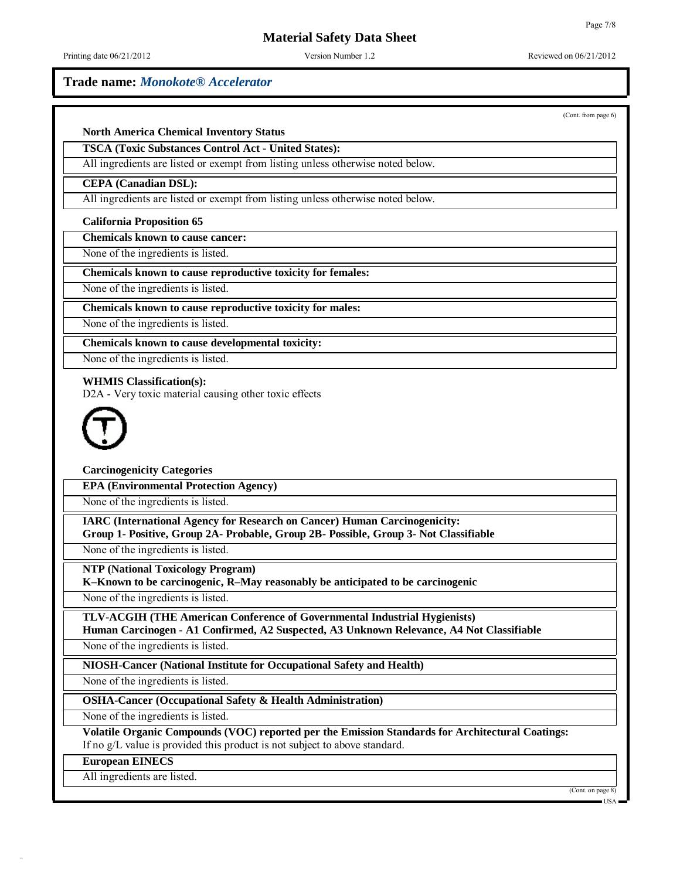**Trade name: *Monokote® Accelerator***

(Cont. from page 6)

**North America Chemical Inventory Status**

**TSCA (Toxic Substances Control Act - United States):**

All ingredients are listed or exempt from listing unless otherwise noted below.

**CEPA (Canadian DSL):**

All ingredients are listed or exempt from listing unless otherwise noted below.

**California Proposition 65**

**Chemicals known to cause cancer:**

None of the ingredients is listed.

**Chemicals known to cause reproductive toxicity for females:**

None of the ingredients is listed.

**Chemicals known to cause reproductive toxicity for males:**

None of the ingredients is listed.

**Chemicals known to cause developmental toxicity:**

None of the ingredients is listed.

**WHMIS Classification(s):**

D2A - Very toxic material causing other toxic effects

**Carcinogenicity Categories**

**EPA (Environmental Protection Agency)**

None of the ingredients is listed.

**IARC (International Agency for Research on Cancer) Human Carcinogenicity:**
**Group 1- Positive, Group 2A- Probable, Group 2B- Possible, Group 3- Not Classifiable**

None of the ingredients is listed.

**NTP (National Toxicology Program)**
**K–Known to be carcinogenic, R–May reasonably be anticipated to be carcinogenic**

None of the ingredients is listed.

**TLV-ACGIH (THE American Conference of Governmental Industrial Hygienists)**
**Human Carcinogen - A1 Confirmed, A2 Suspected, A3 Unknown Relevance, A4 Not Classifiable**

None of the ingredients is listed.

**NIOSH-Cancer (National Institute for Occupational Safety and Health)**

None of the ingredients is listed.

**OSHA-Cancer (Occupational Safety & Health Administration)**

None of the ingredients is listed.

**Volatile Organic Compounds (VOC) reported per the Emission Standards for Architectural Coatings:**

If no g/L value is provided this product is not subject to above standard.

**European EINECS**

All ingredients are listed.

(Cont. on page 8)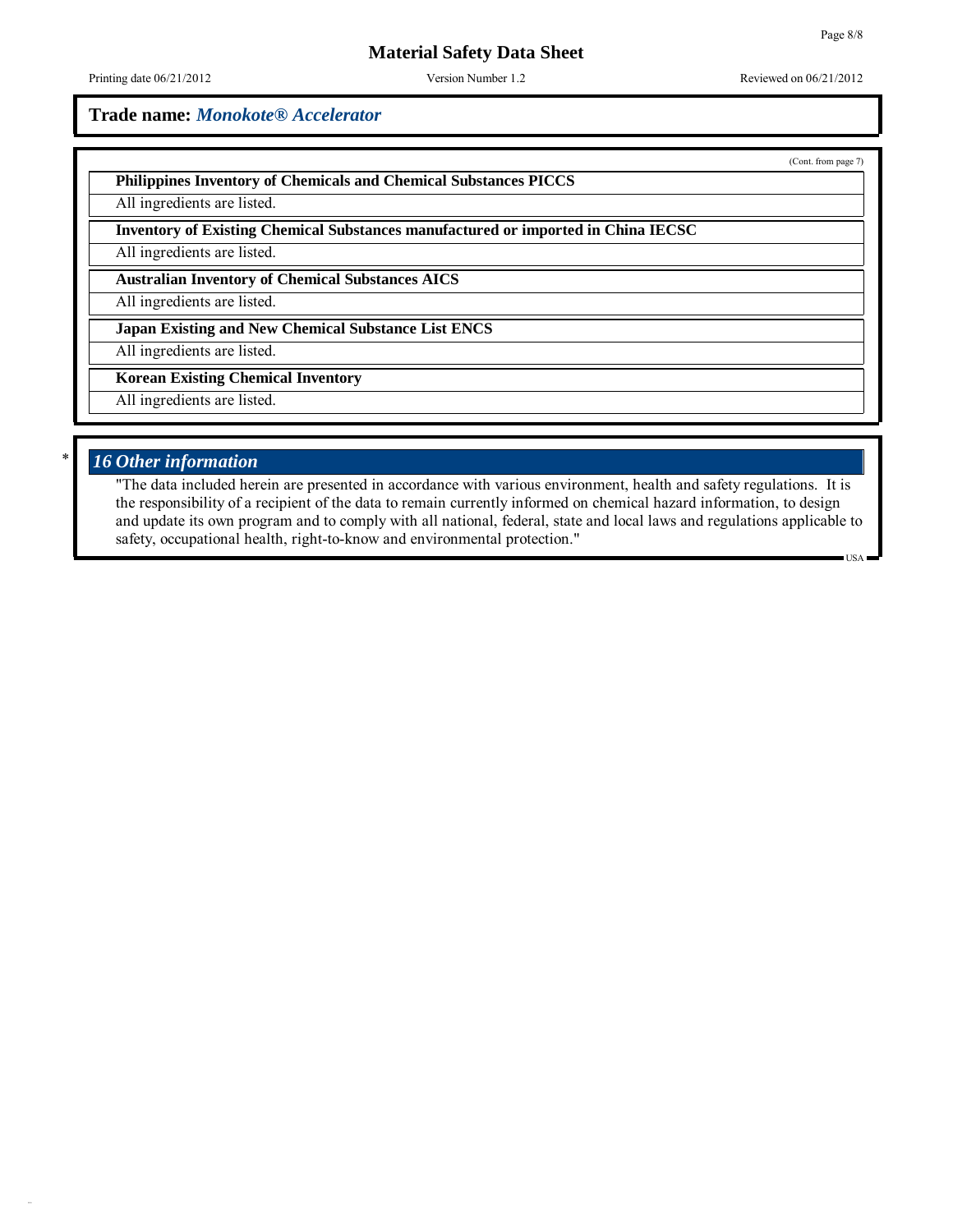Trade name: ***Monokote® Accelerator***

(Cont. from page 7)

**Philippines Inventory of Chemicals and Chemical Substances PICCS**

All ingredients are listed.

**Inventory of Existing Chemical Substances manufactured or imported in China IECSC**

All ingredients are listed.

**Australian Inventory of Chemical Substances AICS**

All ingredients are listed.

**Japan Existing and New Chemical Substance List ENCS**

All ingredients are listed.

**Korean Existing Chemical Inventory**

All ingredients are listed.

## * *16 Other information*

"The data included herein are presented in accordance with various environment, health and safety regulations. It is the responsibility of a recipient of the data to remain currently informed on chemical hazard information, to design and update its own program and to comply with all national, federal, state and local laws and regulations applicable to safety, occupational health, right-to-know and environmental protection."

USA